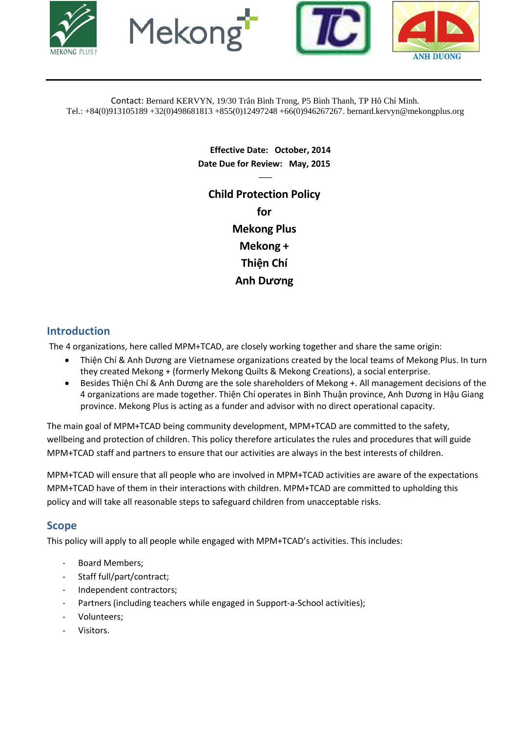Contact: Bernard KERVYN, 19/30 Trân Bình Trong, P5 Bình Thanh, TP Hô Chí Minh.
Tel.: +84(0)913105189 +32(0)498681813 +855(0)12497248 +66(0)946267267. bernard.kervyn@mekongplus.org

**Effective Date: October, 2014**
**Date Due for Review: May, 2015**

# Child Protection Policy for Mekong Plus Mekong + Thiện Chí Anh Dương

## Introduction

The 4 organizations, here called MPM+TCAD, are closely working together and share the same origin:

- Thiện Chí & Anh Dương are Vietnamese organizations created by the local teams of Mekong Plus. In turn they created Mekong + (formerly Mekong Quilts & Mekong Creations), a social enterprise.
- Besides Thiện Chí & Anh Dương are the sole shareholders of Mekong +. All management decisions of the 4 organizations are made together. Thiện Chí operates in Bình Thuận province, Anh Dương in Hậu Giang province. Mekong Plus is acting as a funder and advisor with no direct operational capacity.

The main goal of MPM+TCAD being community development, MPM+TCAD are committed to the safety, wellbeing and protection of children. This policy therefore articulates the rules and procedures that will guide MPM+TCAD staff and partners to ensure that our activities are always in the best interests of children.

MPM+TCAD will ensure that all people who are involved in MPM+TCAD activities are aware of the expectations MPM+TCAD have of them in their interactions with children. MPM+TCAD are committed to upholding this policy and will take all reasonable steps to safeguard children from unacceptable risks.

## Scope

This policy will apply to all people while engaged with MPM+TCAD's activities. This includes:

- Board Members;
- Staff full/part/contract;
- Independent contractors;
- Partners (including teachers while engaged in Support-a-School activities);
- Volunteers;
- Visitors.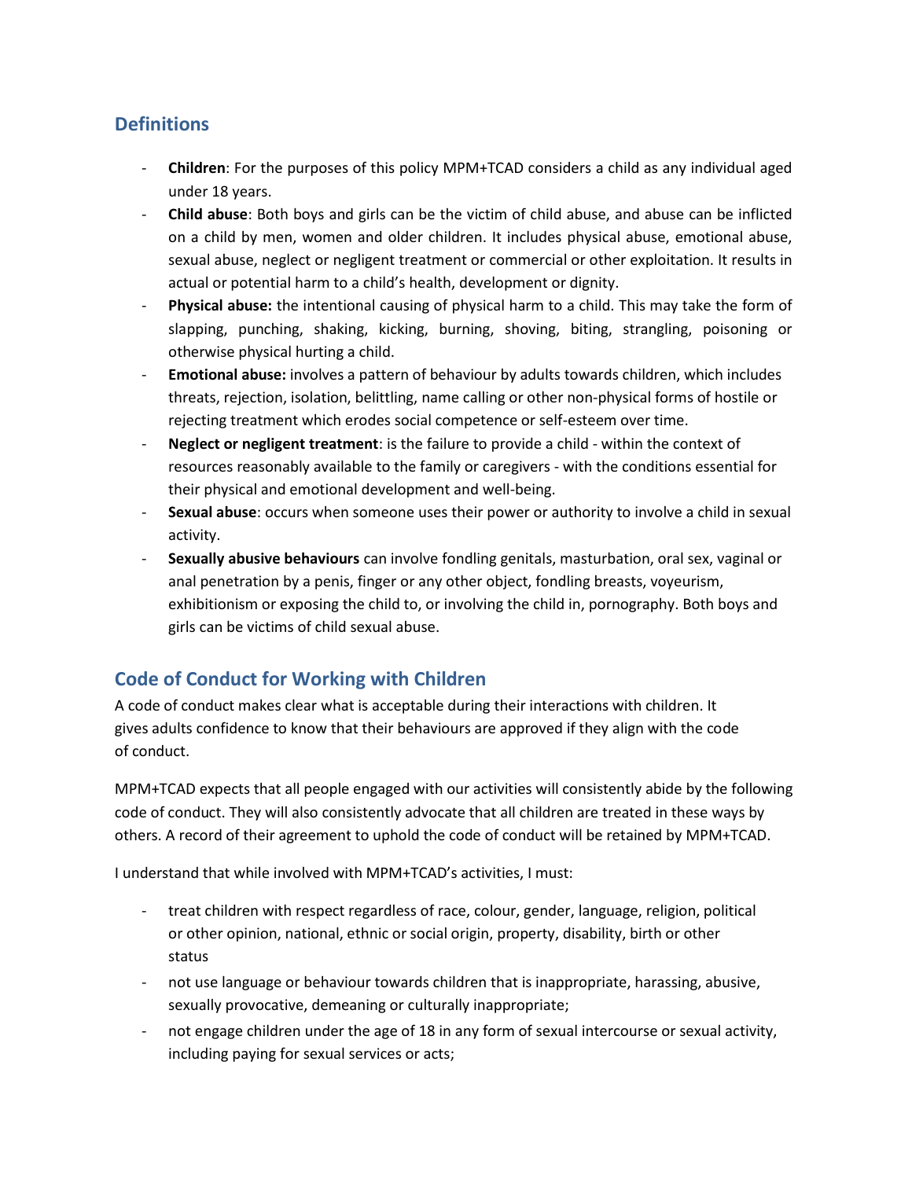## Definitions

- **Children**: For the purposes of this policy MPM+TCAD considers a child as any individual aged under 18 years.
- **Child abuse**: Both boys and girls can be the victim of child abuse, and abuse can be inflicted on a child by men, women and older children. It includes physical abuse, emotional abuse, sexual abuse, neglect or negligent treatment or commercial or other exploitation. It results in actual or potential harm to a child's health, development or dignity.
- **Physical abuse:** the intentional causing of physical harm to a child. This may take the form of slapping, punching, shaking, kicking, burning, shoving, biting, strangling, poisoning or otherwise physical hurting a child.
- **Emotional abuse:** involves a pattern of behaviour by adults towards children, which includes threats, rejection, isolation, belittling, name calling or other non-physical forms of hostile or rejecting treatment which erodes social competence or self-esteem over time.
- **Neglect or negligent treatment**: is the failure to provide a child - within the context of resources reasonably available to the family or caregivers - with the conditions essential for their physical and emotional development and well-being.
- **Sexual abuse**: occurs when someone uses their power or authority to involve a child in sexual activity.
- **Sexually abusive behaviours** can involve fondling genitals, masturbation, oral sex, vaginal or anal penetration by a penis, finger or any other object, fondling breasts, voyeurism, exhibitionism or exposing the child to, or involving the child in, pornography. Both boys and girls can be victims of child sexual abuse.

## Code of Conduct for Working with Children

A code of conduct makes clear what is acceptable during their interactions with children. It gives adults confidence to know that their behaviours are approved if they align with the code of conduct.

MPM+TCAD expects that all people engaged with our activities will consistently abide by the following code of conduct. They will also consistently advocate that all children are treated in these ways by others. A record of their agreement to uphold the code of conduct will be retained by MPM+TCAD.

I understand that while involved with MPM+TCAD's activities, I must:

- treat children with respect regardless of race, colour, gender, language, religion, political or other opinion, national, ethnic or social origin, property, disability, birth or other status
- not use language or behaviour towards children that is inappropriate, harassing, abusive, sexually provocative, demeaning or culturally inappropriate;
- not engage children under the age of 18 in any form of sexual intercourse or sexual activity, including paying for sexual services or acts;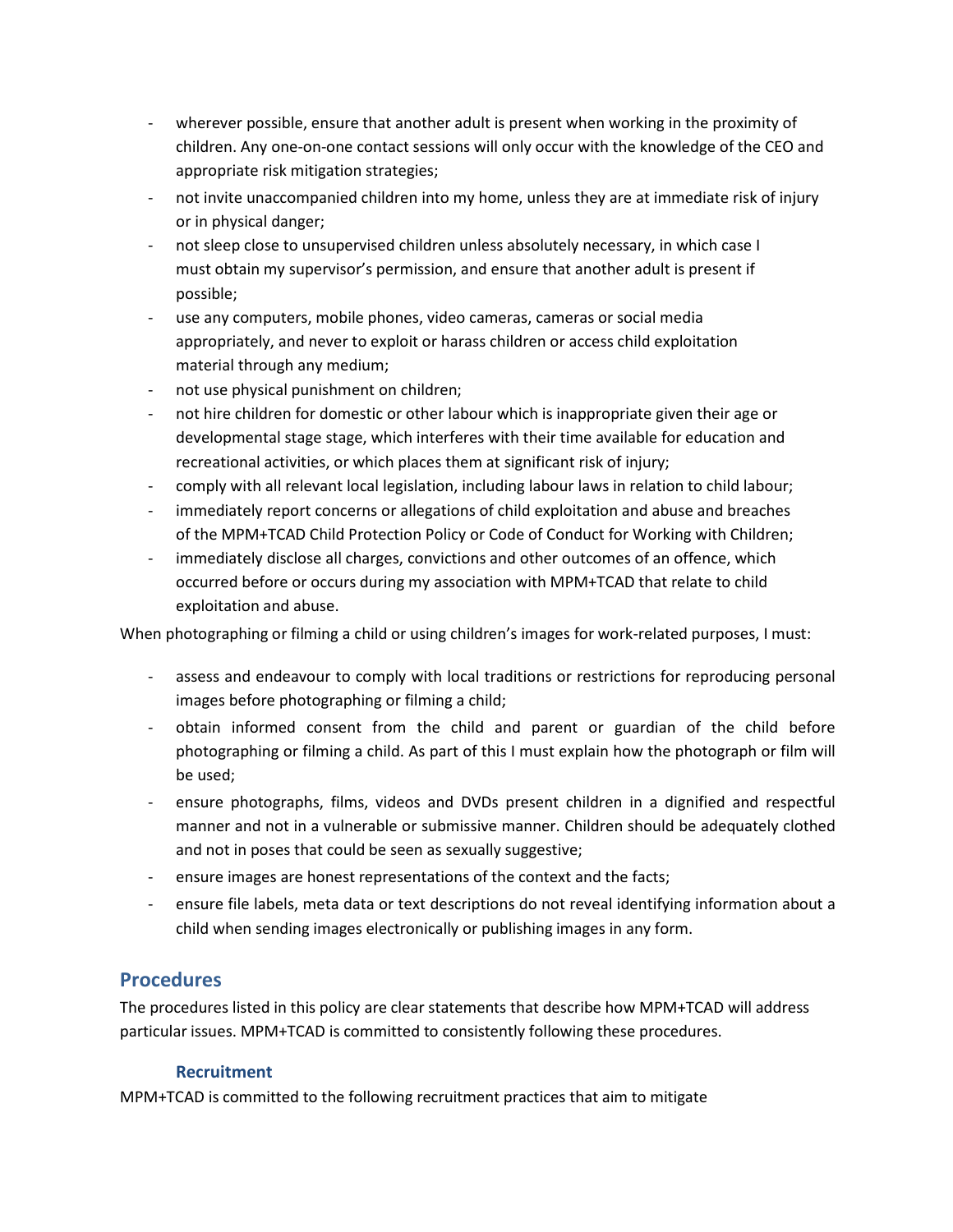- wherever possible, ensure that another adult is present when working in the proximity of children. Any one-on-one contact sessions will only occur with the knowledge of the CEO and appropriate risk mitigation strategies;
- not invite unaccompanied children into my home, unless they are at immediate risk of injury or in physical danger;
- not sleep close to unsupervised children unless absolutely necessary, in which case I must obtain my supervisor's permission, and ensure that another adult is present if possible;
- use any computers, mobile phones, video cameras, cameras or social media appropriately, and never to exploit or harass children or access child exploitation material through any medium;
- not use physical punishment on children;
- not hire children for domestic or other labour which is inappropriate given their age or developmental stage stage, which interferes with their time available for education and recreational activities, or which places them at significant risk of injury;
- comply with all relevant local legislation, including labour laws in relation to child labour;
- immediately report concerns or allegations of child exploitation and abuse and breaches of the MPM+TCAD Child Protection Policy or Code of Conduct for Working with Children;
- immediately disclose all charges, convictions and other outcomes of an offence, which occurred before or occurs during my association with MPM+TCAD that relate to child exploitation and abuse.

When photographing or filming a child or using children's images for work-related purposes, I must:

- assess and endeavour to comply with local traditions or restrictions for reproducing personal images before photographing or filming a child;
- obtain informed consent from the child and parent or guardian of the child before photographing or filming a child. As part of this I must explain how the photograph or film will be used;
- ensure photographs, films, videos and DVDs present children in a dignified and respectful manner and not in a vulnerable or submissive manner. Children should be adequately clothed and not in poses that could be seen as sexually suggestive;
- ensure images are honest representations of the context and the facts;
- ensure file labels, meta data or text descriptions do not reveal identifying information about a child when sending images electronically or publishing images in any form.

## Procedures

The procedures listed in this policy are clear statements that describe how MPM+TCAD will address particular issues. MPM+TCAD is committed to consistently following these procedures.

### Recruitment

MPM+TCAD is committed to the following recruitment practices that aim to mitigate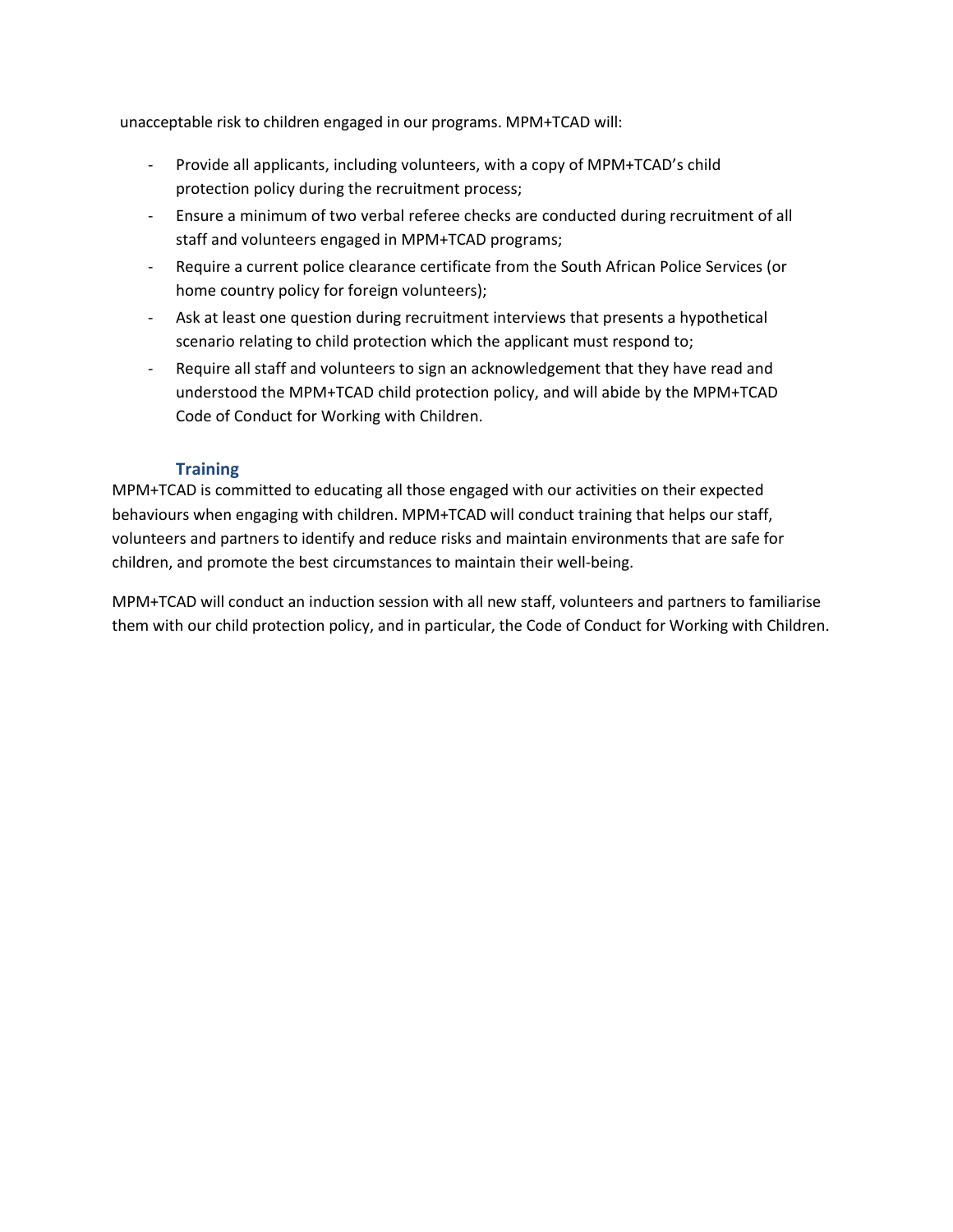unacceptable risk to children engaged in our programs. MPM+TCAD will:

- Provide all applicants, including volunteers, with a copy of MPM+TCAD's child protection policy during the recruitment process;
- Ensure a minimum of two verbal referee checks are conducted during recruitment of all staff and volunteers engaged in MPM+TCAD programs;
- Require a current police clearance certificate from the South African Police Services (or home country policy for foreign volunteers);
- Ask at least one question during recruitment interviews that presents a hypothetical scenario relating to child protection which the applicant must respond to;
- Require all staff and volunteers to sign an acknowledgement that they have read and understood the MPM+TCAD child protection policy, and will abide by the MPM+TCAD Code of Conduct for Working with Children.

### Training

MPM+TCAD is committed to educating all those engaged with our activities on their expected behaviours when engaging with children. MPM+TCAD will conduct training that helps our staff, volunteers and partners to identify and reduce risks and maintain environments that are safe for children, and promote the best circumstances to maintain their well-being.

MPM+TCAD will conduct an induction session with all new staff, volunteers and partners to familiarise them with our child protection policy, and in particular, the Code of Conduct for Working with Children.